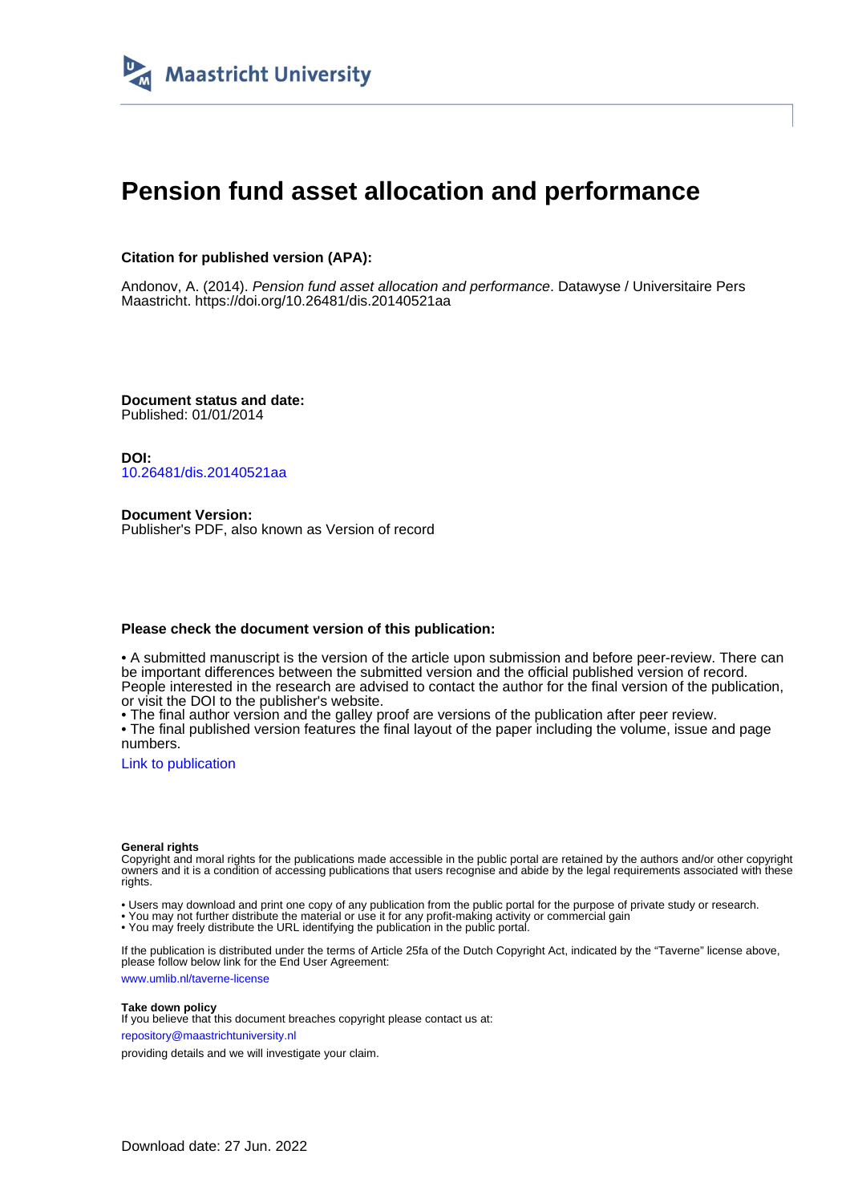Maastricht University

# Pension fund asset allocation and performance

**Citation for published version (APA):**

Andonov, A. (2014). *Pension fund asset allocation and performance*. Datawyse / Universitaire Pers Maastricht. https://doi.org/10.26481/dis.20140521aa

**Document status and date:**
Published: 01/01/2014

**DOI:**
10.26481/dis.20140521aa

**Document Version:**
Publisher's PDF, also known as Version of record

**Please check the document version of this publication:**

- A submitted manuscript is the version of the article upon submission and before peer-review. There can be important differences between the submitted version and the official published version of record. People interested in the research are advised to contact the author for the final version of the publication, or visit the DOI to the publisher's website.
- The final author version and the galley proof are versions of the publication after peer review.
- The final published version features the final layout of the paper including the volume, issue and page numbers.

Link to publication

**General rights**
Copyright and moral rights for the publications made accessible in the public portal are retained by the authors and/or other copyright owners and it is a condition of accessing publications that users recognise and abide by the legal requirements associated with these rights.

- Users may download and print one copy of any publication from the public portal for the purpose of private study or research.
- You may not further distribute the material or use it for any profit-making activity or commercial gain
- You may freely distribute the URL identifying the publication in the public portal.

If the publication is distributed under the terms of Article 25fa of the Dutch Copyright Act, indicated by the "Taverne" license above, please follow below link for the End User Agreement:

www.umlib.nl/taverne-license

**Take down policy**
If you believe that this document breaches copyright please contact us at:

repository@maastrichtuniversity.nl

providing details and we will investigate your claim.

Download date: 27 Jun. 2022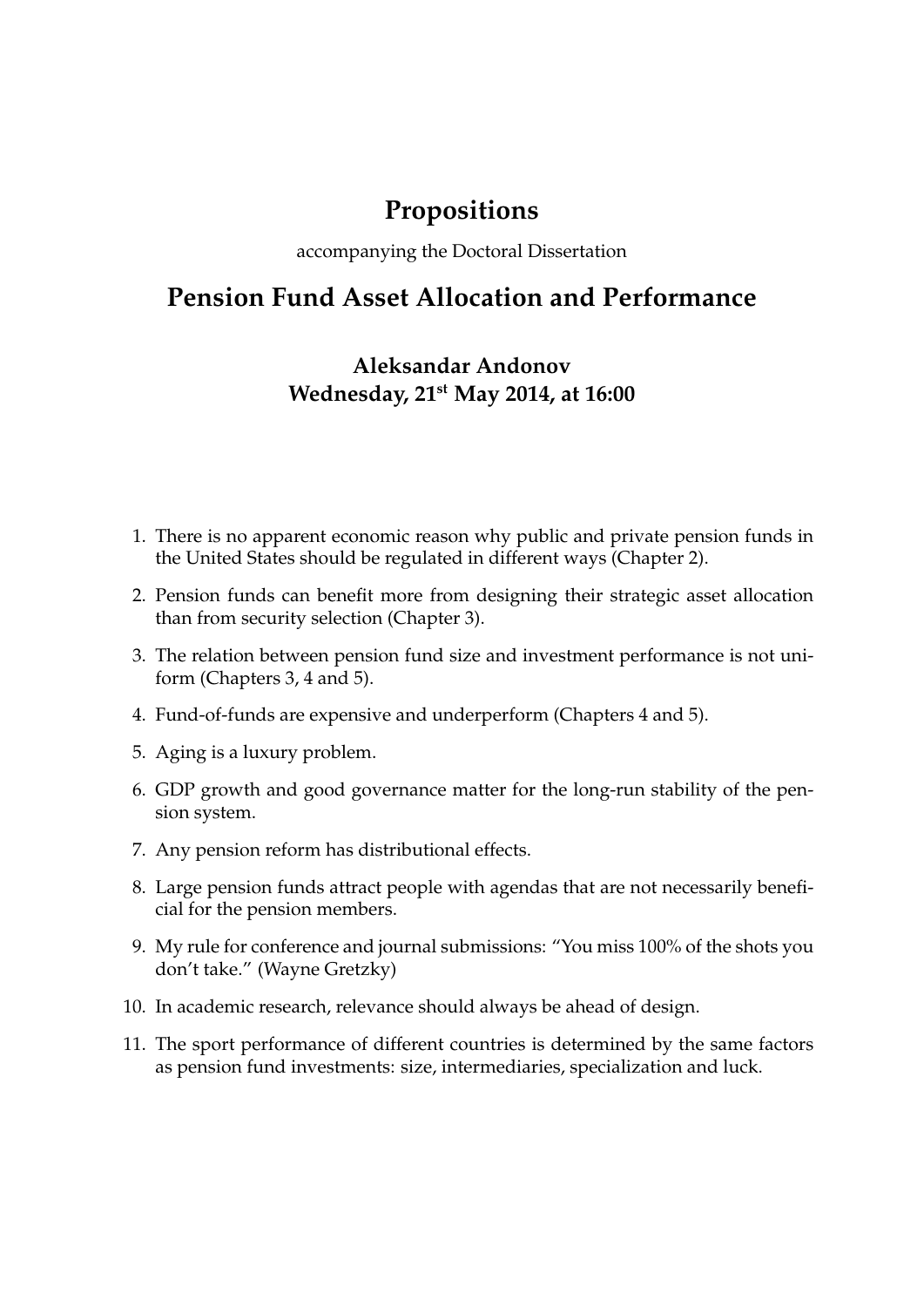# Propositions

accompanying the Doctoral Dissertation

## Pension Fund Asset Allocation and Performance

### Aleksandar Andonov
### Wednesday, 21st May 2014, at 16:00

1. There is no apparent economic reason why public and private pension funds in the United States should be regulated in different ways (Chapter 2).
2. Pension funds can benefit more from designing their strategic asset allocation than from security selection (Chapter 3).
3. The relation between pension fund size and investment performance is not uniform (Chapters 3, 4 and 5).
4. Fund-of-funds are expensive and underperform (Chapters 4 and 5).
5. Aging is a luxury problem.
6. GDP growth and good governance matter for the long-run stability of the pension system.
7. Any pension reform has distributional effects.
8. Large pension funds attract people with agendas that are not necessarily beneficial for the pension members.
9. My rule for conference and journal submissions: "You miss 100% of the shots you don't take." (Wayne Gretzky)
10. In academic research, relevance should always be ahead of design.
11. The sport performance of different countries is determined by the same factors as pension fund investments: size, intermediaries, specialization and luck.